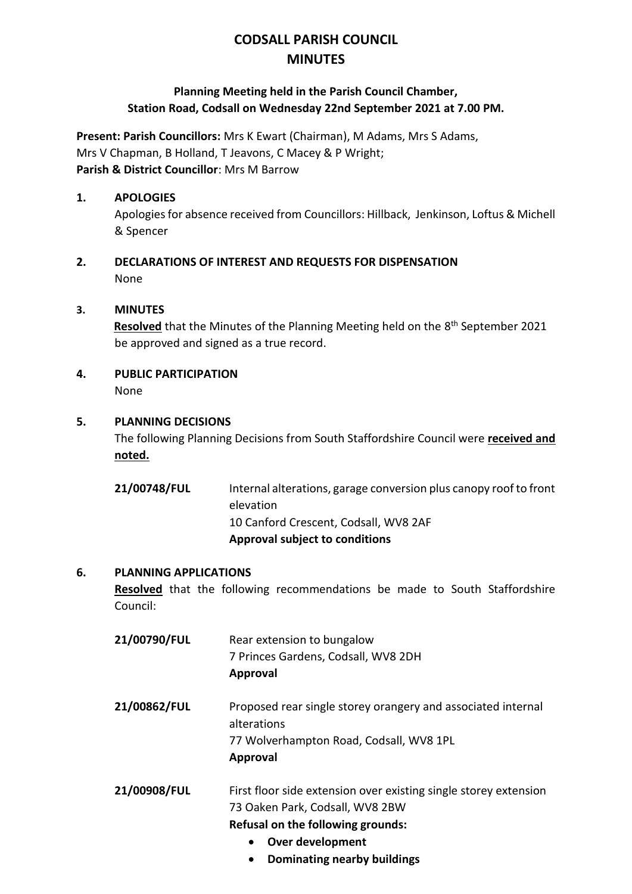# CODSALL PARISH COUNCIL
# MINUTES

**Planning Meeting held in the Parish Council Chamber, Station Road, Codsall on Wednesday 22nd September 2021 at 7.00 PM.**

**Present: Parish Councillors:** Mrs K Ewart (Chairman), M Adams, Mrs S Adams, Mrs V Chapman, B Holland, T Jeavons, C Macey & P Wright;
**Parish & District Councillor**: Mrs M Barrow

## 1. APOLOGIES

Apologies for absence received from Councillors: Hillback, Jenkinson, Loftus & Michell & Spencer

## 2. DECLARATIONS OF INTEREST AND REQUESTS FOR DISPENSATION

None

## 3. MINUTES

**Resolved** that the Minutes of the Planning Meeting held on the 8th September 2021 be approved and signed as a true record.

## 4. PUBLIC PARTICIPATION

None

## 5. PLANNING DECISIONS

The following Planning Decisions from South Staffordshire Council were **received and noted.**

**21/00748/FUL** Internal alterations, garage conversion plus canopy roof to front elevation
10 Canford Crescent, Codsall, WV8 2AF
**Approval subject to conditions**

## 6. PLANNING APPLICATIONS

**Resolved** that the following recommendations be made to South Staffordshire Council:

**21/00790/FUL** Rear extension to bungalow
7 Princes Gardens, Codsall, WV8 2DH
**Approval**

**21/00862/FUL** Proposed rear single storey orangery and associated internal alterations
77 Wolverhampton Road, Codsall, WV8 1PL
**Approval**

**21/00908/FUL** First floor side extension over existing single storey extension
73 Oaken Park, Codsall, WV8 2BW
**Refusal on the following grounds:**

- **Over development**
- **Dominating nearby buildings**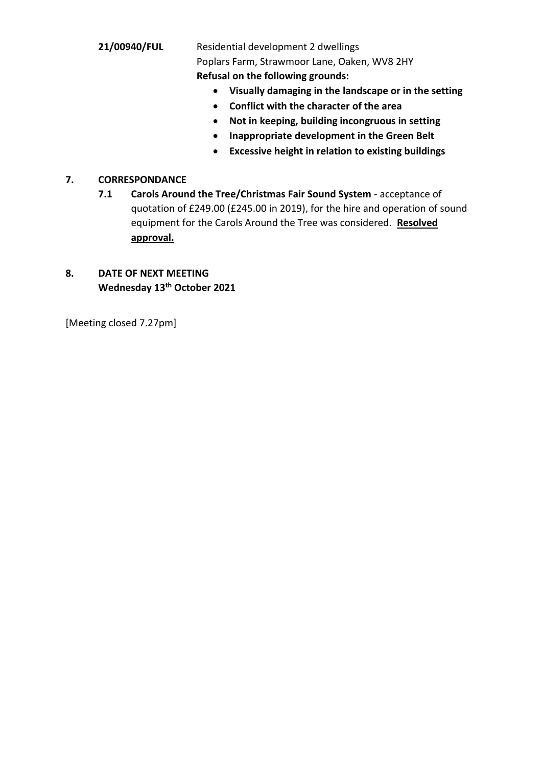**21/00940/FUL** Residential development 2 dwellings
Poplars Farm, Strawmoor Lane, Oaken, WV8 2HY
**Refusal on the following grounds:**

- **Visually damaging in the landscape or in the setting**
- **Conflict with the character of the area**
- **Not in keeping, building incongruous in setting**
- **Inappropriate development in the Green Belt**
- **Excessive height in relation to existing buildings**

**7. CORRESPONDANCE**

**7.1 Carols Around the Tree/Christmas Fair Sound System** - acceptance of quotation of £249.00 (£245.00 in 2019), for the hire and operation of sound equipment for the Carols Around the Tree was considered. **Resolved approval.**

**8. DATE OF NEXT MEETING**
**Wednesday 13th October 2021**

[Meeting closed 7.27pm]